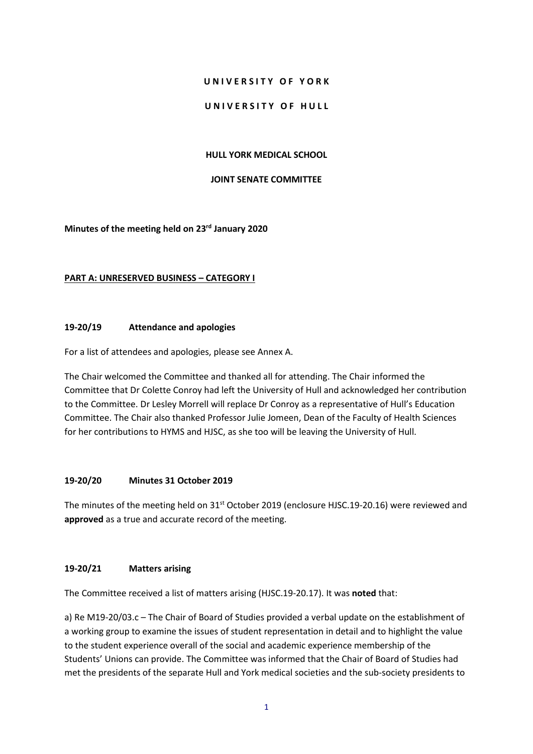**U N I V E R S I T Y   O F   Y O R K**

**U N I V E R S I T Y   O F   H U L L**

**HULL YORK MEDICAL SCHOOL**

**JOINT SENATE COMMITTEE**

**Minutes of the meeting held on 23rd January 2020**

**PART A: UNRESERVED BUSINESS – CATEGORY I**

**19-20/19 Attendance and apologies**

For a list of attendees and apologies, please see Annex A.

The Chair welcomed the Committee and thanked all for attending. The Chair informed the Committee that Dr Colette Conroy had left the University of Hull and acknowledged her contribution to the Committee. Dr Lesley Morrell will replace Dr Conroy as a representative of Hull's Education Committee. The Chair also thanked Professor Julie Jomeen, Dean of the Faculty of Health Sciences for her contributions to HYMS and HJSC, as she too will be leaving the University of Hull.

**19-20/20 Minutes 31 October 2019**

The minutes of the meeting held on 31st October 2019 (enclosure HJSC.19-20.16) were reviewed and **approved** as a true and accurate record of the meeting.

**19-20/21 Matters arising**

The Committee received a list of matters arising (HJSC.19-20.17). It was **noted** that:

a) Re M19-20/03.c – The Chair of Board of Studies provided a verbal update on the establishment of a working group to examine the issues of student representation in detail and to highlight the value to the student experience overall of the social and academic experience membership of the Students' Unions can provide. The Committee was informed that the Chair of Board of Studies had met the presidents of the separate Hull and York medical societies and the sub-society presidents to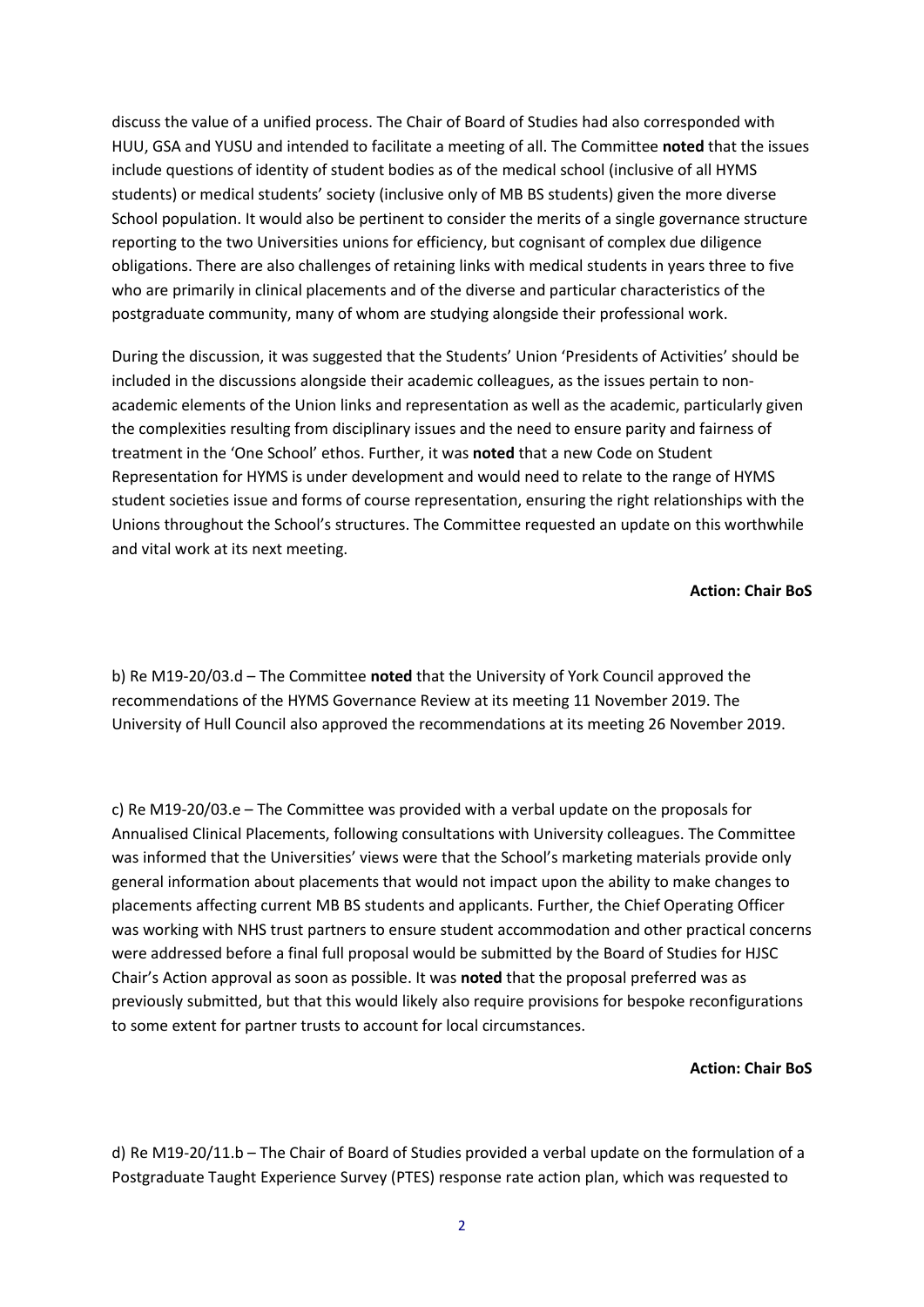discuss the value of a unified process. The Chair of Board of Studies had also corresponded with HUU, GSA and YUSU and intended to facilitate a meeting of all. The Committee **noted** that the issues include questions of identity of student bodies as of the medical school (inclusive of all HYMS students) or medical students' society (inclusive only of MB BS students) given the more diverse School population. It would also be pertinent to consider the merits of a single governance structure reporting to the two Universities unions for efficiency, but cognisant of complex due diligence obligations. There are also challenges of retaining links with medical students in years three to five who are primarily in clinical placements and of the diverse and particular characteristics of the postgraduate community, many of whom are studying alongside their professional work.

During the discussion, it was suggested that the Students' Union 'Presidents of Activities' should be included in the discussions alongside their academic colleagues, as the issues pertain to non-academic elements of the Union links and representation as well as the academic, particularly given the complexities resulting from disciplinary issues and the need to ensure parity and fairness of treatment in the 'One School' ethos. Further, it was **noted** that a new Code on Student Representation for HYMS is under development and would need to relate to the range of HYMS student societies issue and forms of course representation, ensuring the right relationships with the Unions throughout the School's structures. The Committee requested an update on this worthwhile and vital work at its next meeting.

**Action: Chair BoS**

b) Re M19-20/03.d – The Committee **noted** that the University of York Council approved the recommendations of the HYMS Governance Review at its meeting 11 November 2019. The University of Hull Council also approved the recommendations at its meeting 26 November 2019.

c) Re M19-20/03.e – The Committee was provided with a verbal update on the proposals for Annualised Clinical Placements, following consultations with University colleagues. The Committee was informed that the Universities' views were that the School's marketing materials provide only general information about placements that would not impact upon the ability to make changes to placements affecting current MB BS students and applicants. Further, the Chief Operating Officer was working with NHS trust partners to ensure student accommodation and other practical concerns were addressed before a final full proposal would be submitted by the Board of Studies for HJSC Chair's Action approval as soon as possible. It was **noted** that the proposal preferred was as previously submitted, but that this would likely also require provisions for bespoke reconfigurations to some extent for partner trusts to account for local circumstances.

**Action: Chair BoS**

d) Re M19-20/11.b – The Chair of Board of Studies provided a verbal update on the formulation of a Postgraduate Taught Experience Survey (PTES) response rate action plan, which was requested to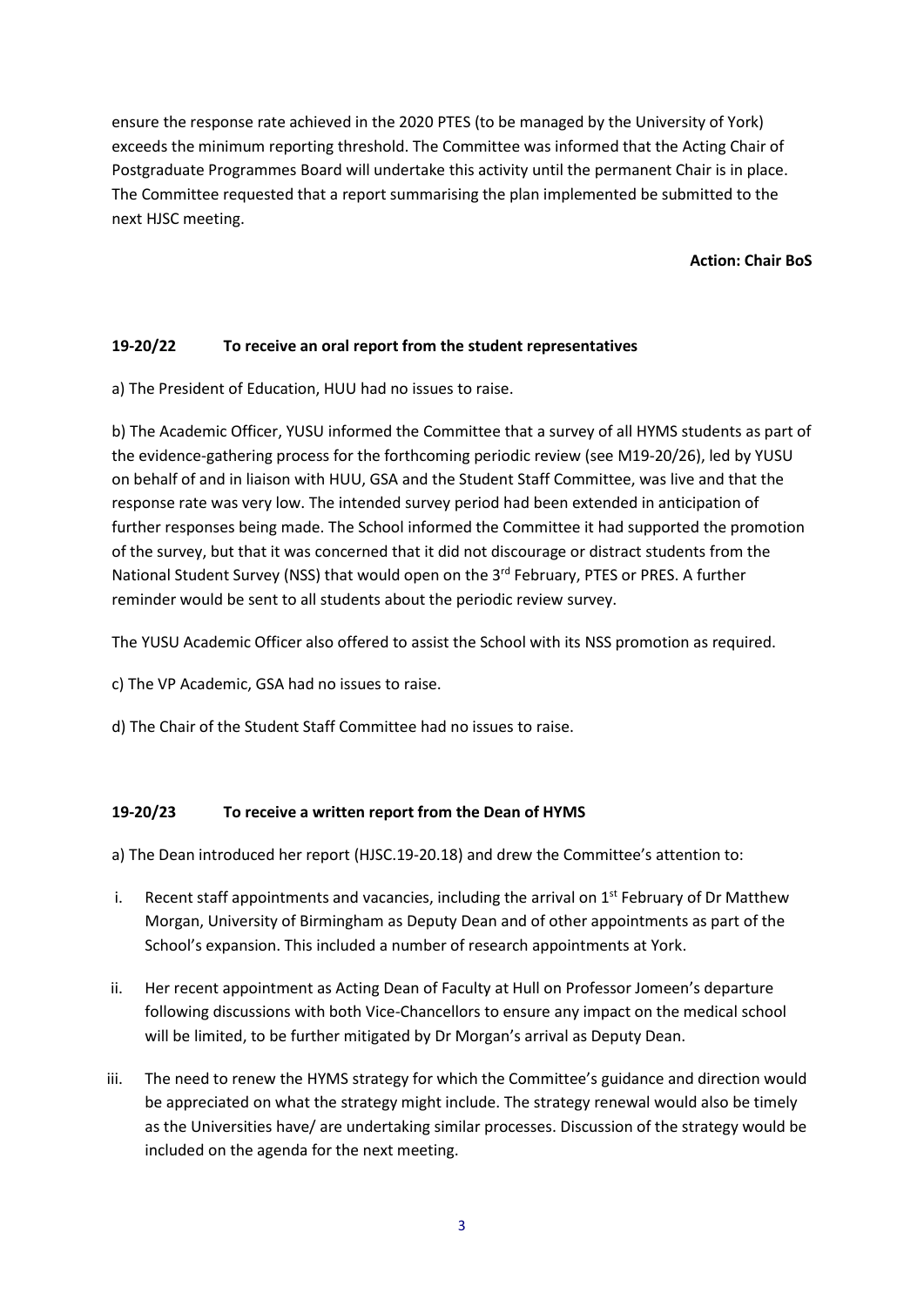ensure the response rate achieved in the 2020 PTES (to be managed by the University of York) exceeds the minimum reporting threshold. The Committee was informed that the Acting Chair of Postgraduate Programmes Board will undertake this activity until the permanent Chair is in place. The Committee requested that a report summarising the plan implemented be submitted to the next HJSC meeting.

**Action: Chair BoS**

**19-20/22 To receive an oral report from the student representatives**

a) The President of Education, HUU had no issues to raise.

b) The Academic Officer, YUSU informed the Committee that a survey of all HYMS students as part of the evidence-gathering process for the forthcoming periodic review (see M19-20/26), led by YUSU on behalf of and in liaison with HUU, GSA and the Student Staff Committee, was live and that the response rate was very low. The intended survey period had been extended in anticipation of further responses being made. The School informed the Committee it had supported the promotion of the survey, but that it was concerned that it did not discourage or distract students from the National Student Survey (NSS) that would open on the 3rd February, PTES or PRES. A further reminder would be sent to all students about the periodic review survey.

The YUSU Academic Officer also offered to assist the School with its NSS promotion as required.

c) The VP Academic, GSA had no issues to raise.

d) The Chair of the Student Staff Committee had no issues to raise.

**19-20/23 To receive a written report from the Dean of HYMS**

a) The Dean introduced her report (HJSC.19-20.18) and drew the Committee's attention to:

i. Recent staff appointments and vacancies, including the arrival on 1st February of Dr Matthew Morgan, University of Birmingham as Deputy Dean and of other appointments as part of the School's expansion. This included a number of research appointments at York.

ii. Her recent appointment as Acting Dean of Faculty at Hull on Professor Jomeen's departure following discussions with both Vice-Chancellors to ensure any impact on the medical school will be limited, to be further mitigated by Dr Morgan's arrival as Deputy Dean.

iii. The need to renew the HYMS strategy for which the Committee's guidance and direction would be appreciated on what the strategy might include. The strategy renewal would also be timely as the Universities have/ are undertaking similar processes. Discussion of the strategy would be included on the agenda for the next meeting.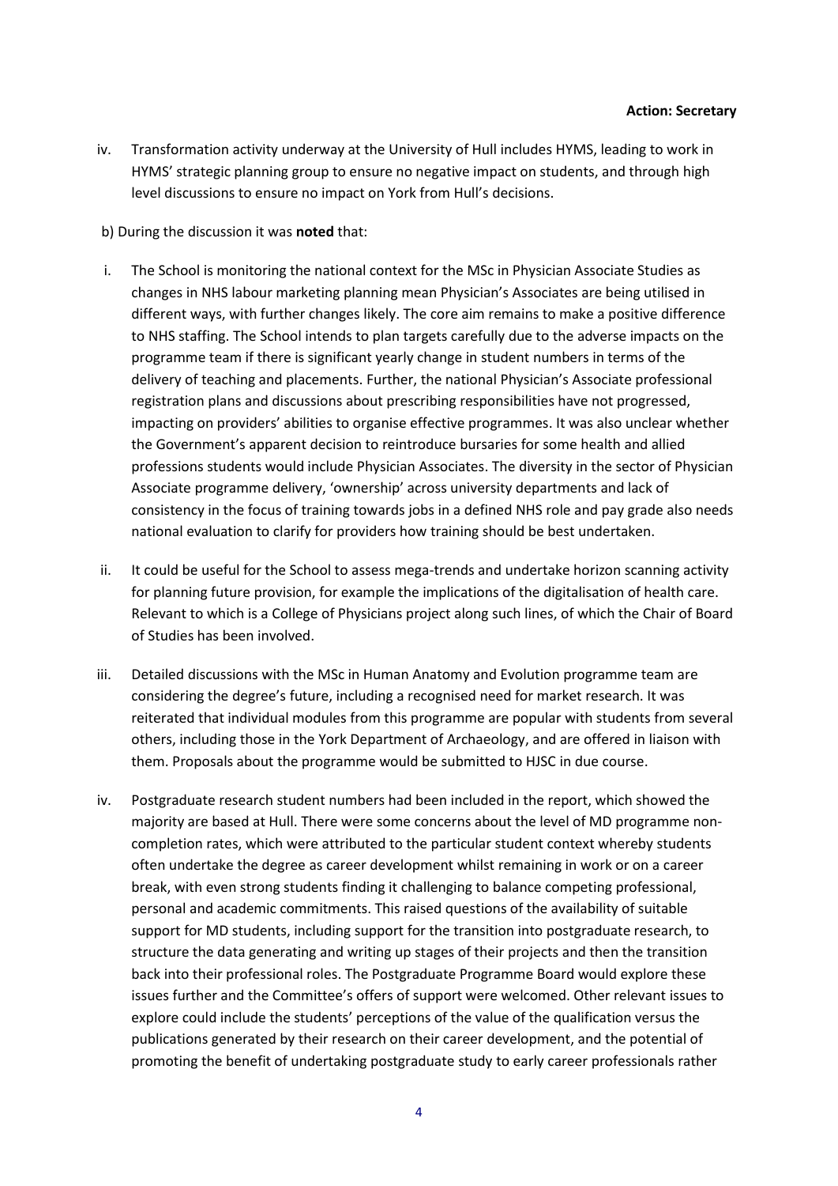**Action: Secretary**

iv. Transformation activity underway at the University of Hull includes HYMS, leading to work in HYMS' strategic planning group to ensure no negative impact on students, and through high level discussions to ensure no impact on York from Hull's decisions.

b) During the discussion it was **noted** that:

i. The School is monitoring the national context for the MSc in Physician Associate Studies as changes in NHS labour marketing planning mean Physician's Associates are being utilised in different ways, with further changes likely. The core aim remains to make a positive difference to NHS staffing. The School intends to plan targets carefully due to the adverse impacts on the programme team if there is significant yearly change in student numbers in terms of the delivery of teaching and placements. Further, the national Physician's Associate professional registration plans and discussions about prescribing responsibilities have not progressed, impacting on providers' abilities to organise effective programmes. It was also unclear whether the Government's apparent decision to reintroduce bursaries for some health and allied professions students would include Physician Associates. The diversity in the sector of Physician Associate programme delivery, 'ownership' across university departments and lack of consistency in the focus of training towards jobs in a defined NHS role and pay grade also needs national evaluation to clarify for providers how training should be best undertaken.

ii. It could be useful for the School to assess mega-trends and undertake horizon scanning activity for planning future provision, for example the implications of the digitalisation of health care. Relevant to which is a College of Physicians project along such lines, of which the Chair of Board of Studies has been involved.

iii. Detailed discussions with the MSc in Human Anatomy and Evolution programme team are considering the degree's future, including a recognised need for market research. It was reiterated that individual modules from this programme are popular with students from several others, including those in the York Department of Archaeology, and are offered in liaison with them. Proposals about the programme would be submitted to HJSC in due course.

iv. Postgraduate research student numbers had been included in the report, which showed the majority are based at Hull. There were some concerns about the level of MD programme non-completion rates, which were attributed to the particular student context whereby students often undertake the degree as career development whilst remaining in work or on a career break, with even strong students finding it challenging to balance competing professional, personal and academic commitments. This raised questions of the availability of suitable support for MD students, including support for the transition into postgraduate research, to structure the data generating and writing up stages of their projects and then the transition back into their professional roles. The Postgraduate Programme Board would explore these issues further and the Committee's offers of support were welcomed. Other relevant issues to explore could include the students' perceptions of the value of the qualification versus the publications generated by their research on their career development, and the potential of promoting the benefit of undertaking postgraduate study to early career professionals rather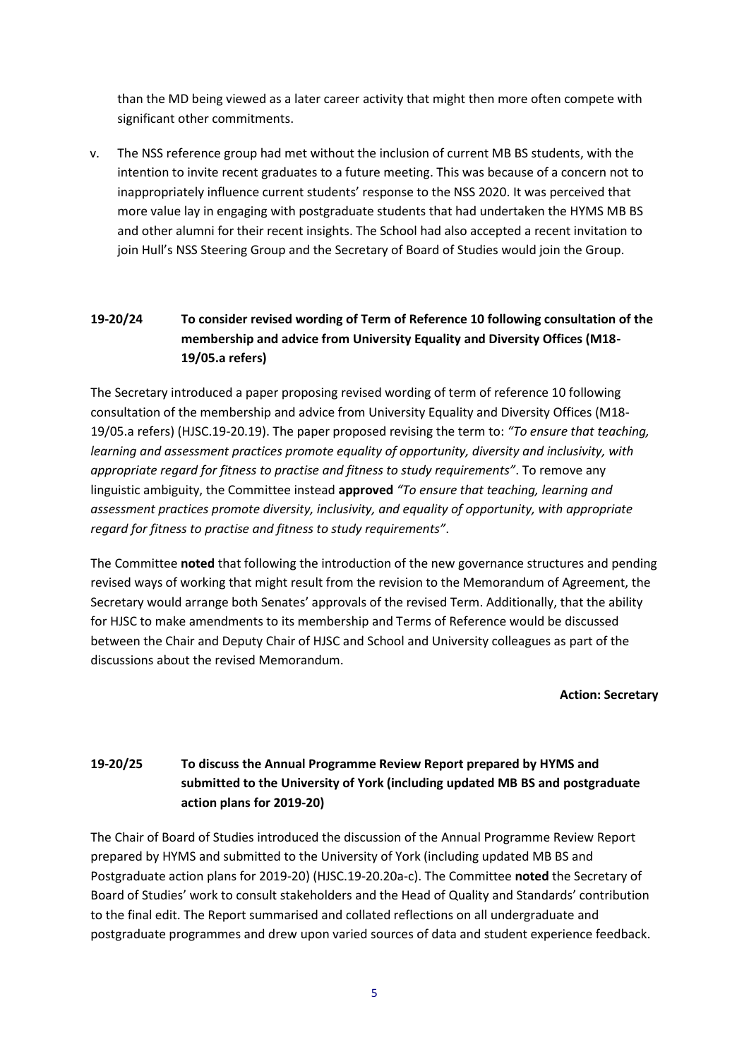than the MD being viewed as a later career activity that might then more often compete with significant other commitments.

v. The NSS reference group had met without the inclusion of current MB BS students, with the intention to invite recent graduates to a future meeting. This was because of a concern not to inappropriately influence current students' response to the NSS 2020. It was perceived that more value lay in engaging with postgraduate students that had undertaken the HYMS MB BS and other alumni for their recent insights. The School had also accepted a recent invitation to join Hull's NSS Steering Group and the Secretary of Board of Studies would join the Group.

### 19-20/24 To consider revised wording of Term of Reference 10 following consultation of the membership and advice from University Equality and Diversity Offices (M18-19/05.a refers)

The Secretary introduced a paper proposing revised wording of term of reference 10 following consultation of the membership and advice from University Equality and Diversity Offices (M18-19/05.a refers) (HJSC.19-20.19). The paper proposed revising the term to: *"To ensure that teaching, learning and assessment practices promote equality of opportunity, diversity and inclusivity, with appropriate regard for fitness to practise and fitness to study requirements"*. To remove any linguistic ambiguity, the Committee instead **approved** *"To ensure that teaching, learning and assessment practices promote diversity, inclusivity, and equality of opportunity, with appropriate regard for fitness to practise and fitness to study requirements"*.

The Committee **noted** that following the introduction of the new governance structures and pending revised ways of working that might result from the revision to the Memorandum of Agreement, the Secretary would arrange both Senates' approvals of the revised Term. Additionally, that the ability for HJSC to make amendments to its membership and Terms of Reference would be discussed between the Chair and Deputy Chair of HJSC and School and University colleagues as part of the discussions about the revised Memorandum.

**Action: Secretary**

### 19-20/25 To discuss the Annual Programme Review Report prepared by HYMS and submitted to the University of York (including updated MB BS and postgraduate action plans for 2019-20)

The Chair of Board of Studies introduced the discussion of the Annual Programme Review Report prepared by HYMS and submitted to the University of York (including updated MB BS and Postgraduate action plans for 2019-20) (HJSC.19-20.20a-c). The Committee **noted** the Secretary of Board of Studies' work to consult stakeholders and the Head of Quality and Standards' contribution to the final edit. The Report summarised and collated reflections on all undergraduate and postgraduate programmes and drew upon varied sources of data and student experience feedback.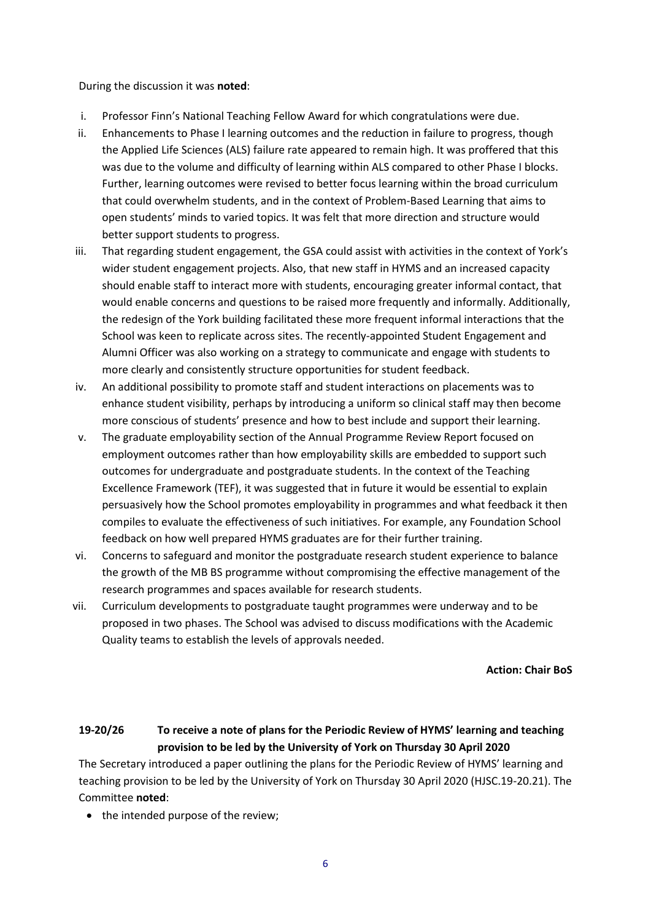During the discussion it was **noted**:

i. Professor Finn's National Teaching Fellow Award for which congratulations were due.

ii. Enhancements to Phase I learning outcomes and the reduction in failure to progress, though the Applied Life Sciences (ALS) failure rate appeared to remain high. It was proffered that this was due to the volume and difficulty of learning within ALS compared to other Phase I blocks. Further, learning outcomes were revised to better focus learning within the broad curriculum that could overwhelm students, and in the context of Problem-Based Learning that aims to open students' minds to varied topics. It was felt that more direction and structure would better support students to progress.

iii. That regarding student engagement, the GSA could assist with activities in the context of York's wider student engagement projects. Also, that new staff in HYMS and an increased capacity should enable staff to interact more with students, encouraging greater informal contact, that would enable concerns and questions to be raised more frequently and informally. Additionally, the redesign of the York building facilitated these more frequent informal interactions that the School was keen to replicate across sites. The recently-appointed Student Engagement and Alumni Officer was also working on a strategy to communicate and engage with students to more clearly and consistently structure opportunities for student feedback.

iv. An additional possibility to promote staff and student interactions on placements was to enhance student visibility, perhaps by introducing a uniform so clinical staff may then become more conscious of students' presence and how to best include and support their learning.

v. The graduate employability section of the Annual Programme Review Report focused on employment outcomes rather than how employability skills are embedded to support such outcomes for undergraduate and postgraduate students. In the context of the Teaching Excellence Framework (TEF), it was suggested that in future it would be essential to explain persuasively how the School promotes employability in programmes and what feedback it then compiles to evaluate the effectiveness of such initiatives. For example, any Foundation School feedback on how well prepared HYMS graduates are for their further training.

vi. Concerns to safeguard and monitor the postgraduate research student experience to balance the growth of the MB BS programme without compromising the effective management of the research programmes and spaces available for research students.

vii. Curriculum developments to postgraduate taught programmes were underway and to be proposed in two phases. The School was advised to discuss modifications with the Academic Quality teams to establish the levels of approvals needed.

**Action: Chair BoS**

### 19-20/26 To receive a note of plans for the Periodic Review of HYMS' learning and teaching provision to be led by the University of York on Thursday 30 April 2020

The Secretary introduced a paper outlining the plans for the Periodic Review of HYMS' learning and teaching provision to be led by the University of York on Thursday 30 April 2020 (HJSC.19-20.21). The Committee **noted**:

- the intended purpose of the review;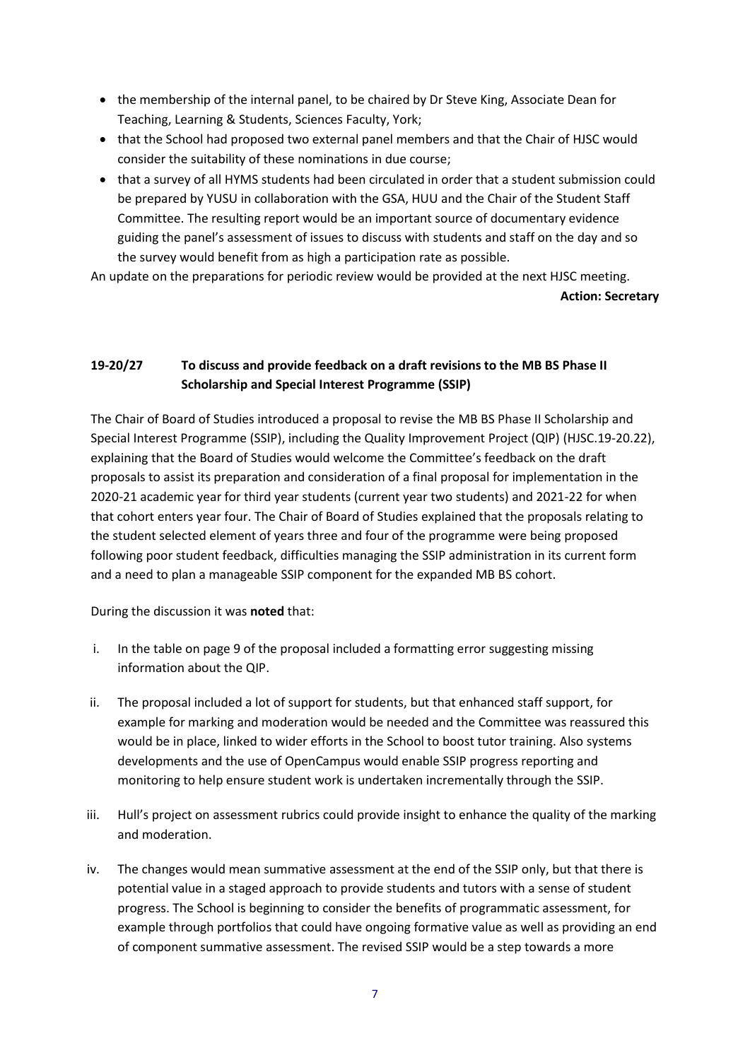- the membership of the internal panel, to be chaired by Dr Steve King, Associate Dean for Teaching, Learning & Students, Sciences Faculty, York;
- that the School had proposed two external panel members and that the Chair of HJSC would consider the suitability of these nominations in due course;
- that a survey of all HYMS students had been circulated in order that a student submission could be prepared by YUSU in collaboration with the GSA, HUU and the Chair of the Student Staff Committee. The resulting report would be an important source of documentary evidence guiding the panel's assessment of issues to discuss with students and staff on the day and so the survey would benefit from as high a participation rate as possible.

An update on the preparations for periodic review would be provided at the next HJSC meeting.

**Action: Secretary**

### 19-20/27 To discuss and provide feedback on a draft revisions to the MB BS Phase II Scholarship and Special Interest Programme (SSIP)

The Chair of Board of Studies introduced a proposal to revise the MB BS Phase II Scholarship and Special Interest Programme (SSIP), including the Quality Improvement Project (QIP) (HJSC.19-20.22), explaining that the Board of Studies would welcome the Committee's feedback on the draft proposals to assist its preparation and consideration of a final proposal for implementation in the 2020-21 academic year for third year students (current year two students) and 2021-22 for when that cohort enters year four. The Chair of Board of Studies explained that the proposals relating to the student selected element of years three and four of the programme were being proposed following poor student feedback, difficulties managing the SSIP administration in its current form and a need to plan a manageable SSIP component for the expanded MB BS cohort.

During the discussion it was **noted** that:

i. In the table on page 9 of the proposal included a formatting error suggesting missing information about the QIP.

ii. The proposal included a lot of support for students, but that enhanced staff support, for example for marking and moderation would be needed and the Committee was reassured this would be in place, linked to wider efforts in the School to boost tutor training. Also systems developments and the use of OpenCampus would enable SSIP progress reporting and monitoring to help ensure student work is undertaken incrementally through the SSIP.

iii. Hull's project on assessment rubrics could provide insight to enhance the quality of the marking and moderation.

iv. The changes would mean summative assessment at the end of the SSIP only, but that there is potential value in a staged approach to provide students and tutors with a sense of student progress. The School is beginning to consider the benefits of programmatic assessment, for example through portfolios that could have ongoing formative value as well as providing an end of component summative assessment. The revised SSIP would be a step towards a more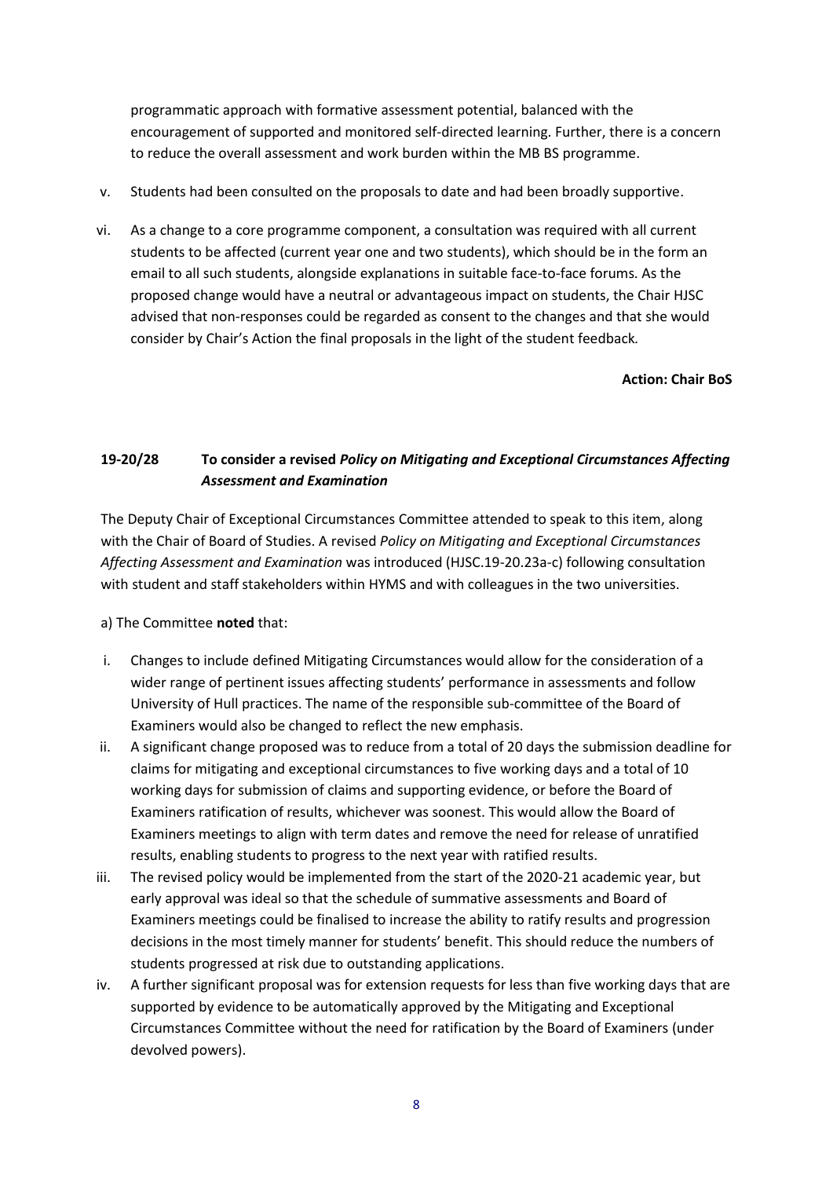programmatic approach with formative assessment potential, balanced with the encouragement of supported and monitored self-directed learning. Further, there is a concern to reduce the overall assessment and work burden within the MB BS programme.

v. Students had been consulted on the proposals to date and had been broadly supportive.

vi. As a change to a core programme component, a consultation was required with all current students to be affected (current year one and two students), which should be in the form an email to all such students, alongside explanations in suitable face-to-face forums. As the proposed change would have a neutral or advantageous impact on students, the Chair HJSC advised that non-responses could be regarded as consent to the changes and that she would consider by Chair's Action the final proposals in the light of the student feedback.

**Action: Chair BoS**

### 19-20/28 To consider a revised *Policy on Mitigating and Exceptional Circumstances Affecting Assessment and Examination*

The Deputy Chair of Exceptional Circumstances Committee attended to speak to this item, along with the Chair of Board of Studies. A revised *Policy on Mitigating and Exceptional Circumstances Affecting Assessment and Examination* was introduced (HJSC.19-20.23a-c) following consultation with student and staff stakeholders within HYMS and with colleagues in the two universities.

a) The Committee **noted** that:

i. Changes to include defined Mitigating Circumstances would allow for the consideration of a wider range of pertinent issues affecting students' performance in assessments and follow University of Hull practices. The name of the responsible sub-committee of the Board of Examiners would also be changed to reflect the new emphasis.

ii. A significant change proposed was to reduce from a total of 20 days the submission deadline for claims for mitigating and exceptional circumstances to five working days and a total of 10 working days for submission of claims and supporting evidence, or before the Board of Examiners ratification of results, whichever was soonest. This would allow the Board of Examiners meetings to align with term dates and remove the need for release of unratified results, enabling students to progress to the next year with ratified results.

iii. The revised policy would be implemented from the start of the 2020-21 academic year, but early approval was ideal so that the schedule of summative assessments and Board of Examiners meetings could be finalised to increase the ability to ratify results and progression decisions in the most timely manner for students' benefit. This should reduce the numbers of students progressed at risk due to outstanding applications.

iv. A further significant proposal was for extension requests for less than five working days that are supported by evidence to be automatically approved by the Mitigating and Exceptional Circumstances Committee without the need for ratification by the Board of Examiners (under devolved powers).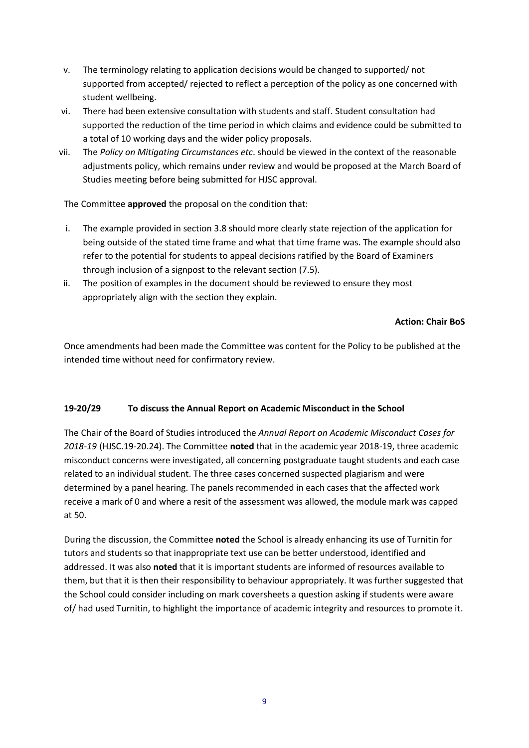v. The terminology relating to application decisions would be changed to supported/ not supported from accepted/ rejected to reflect a perception of the policy as one concerned with student wellbeing.
vi. There had been extensive consultation with students and staff. Student consultation had supported the reduction of the time period in which claims and evidence could be submitted to a total of 10 working days and the wider policy proposals.
vii. The *Policy on Mitigating Circumstances etc*. should be viewed in the context of the reasonable adjustments policy, which remains under review and would be proposed at the March Board of Studies meeting before being submitted for HJSC approval.

The Committee **approved** the proposal on the condition that:

i. The example provided in section 3.8 should more clearly state rejection of the application for being outside of the stated time frame and what that time frame was. The example should also refer to the potential for students to appeal decisions ratified by the Board of Examiners through inclusion of a signpost to the relevant section (7.5).
ii. The position of examples in the document should be reviewed to ensure they most appropriately align with the section they explain.

**Action: Chair BoS**

Once amendments had been made the Committee was content for the Policy to be published at the intended time without need for confirmatory review.

**19-20/29 To discuss the Annual Report on Academic Misconduct in the School**

The Chair of the Board of Studies introduced the *Annual Report on Academic Misconduct Cases for 2018-19* (HJSC.19-20.24). The Committee **noted** that in the academic year 2018-19, three academic misconduct concerns were investigated, all concerning postgraduate taught students and each case related to an individual student. The three cases concerned suspected plagiarism and were determined by a panel hearing. The panels recommended in each cases that the affected work receive a mark of 0 and where a resit of the assessment was allowed, the module mark was capped at 50.

During the discussion, the Committee **noted** the School is already enhancing its use of Turnitin for tutors and students so that inappropriate text use can be better understood, identified and addressed. It was also **noted** that it is important students are informed of resources available to them, but that it is then their responsibility to behaviour appropriately. It was further suggested that the School could consider including on mark coversheets a question asking if students were aware of/ had used Turnitin, to highlight the importance of academic integrity and resources to promote it.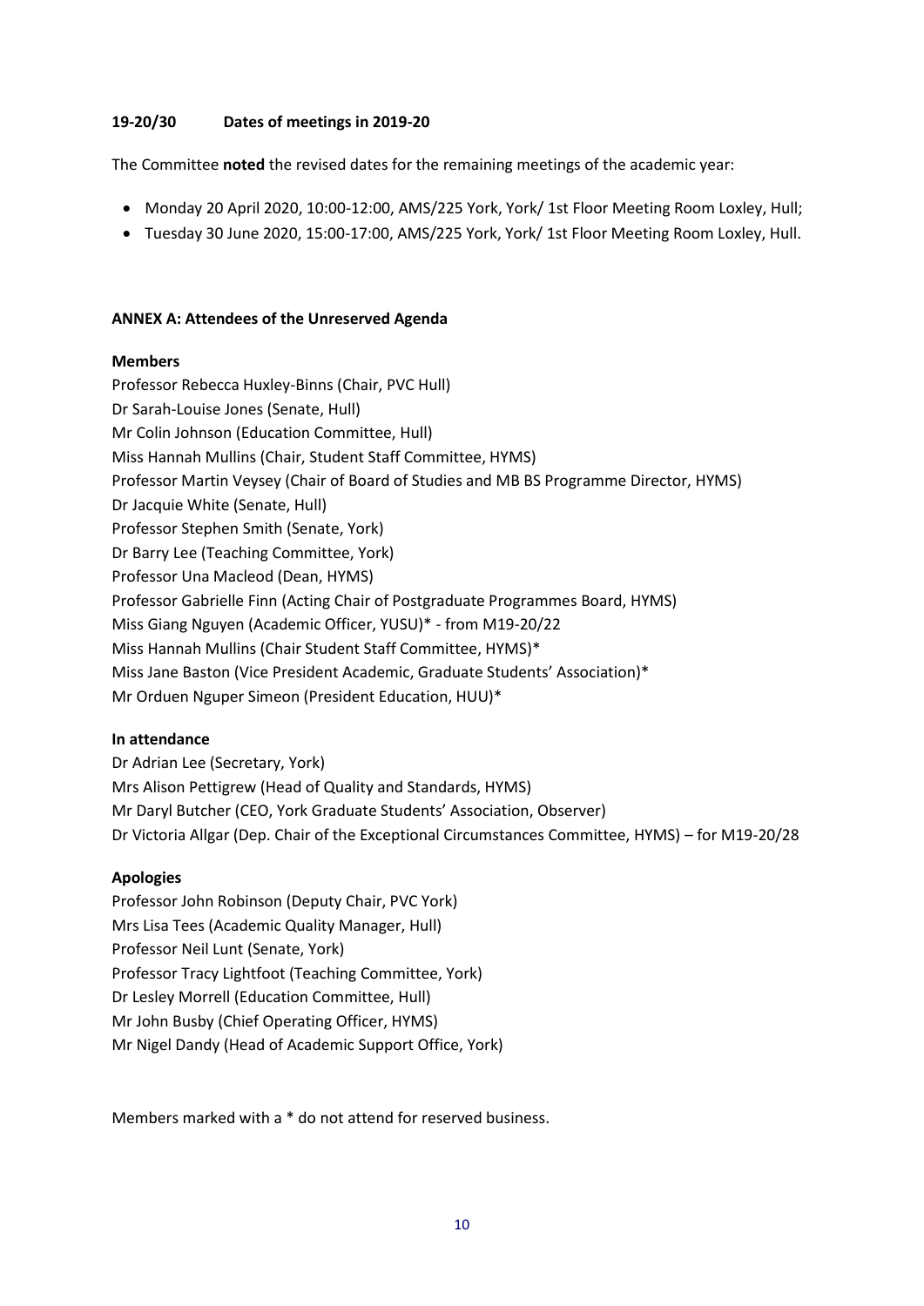### 19-20/30 Dates of meetings in 2019-20

The Committee **noted** the revised dates for the remaining meetings of the academic year:

- Monday 20 April 2020, 10:00-12:00, AMS/225 York, York/ 1st Floor Meeting Room Loxley, Hull;
- Tuesday 30 June 2020, 15:00-17:00, AMS/225 York, York/ 1st Floor Meeting Room Loxley, Hull.

### ANNEX A: Attendees of the Unreserved Agenda

**Members**

Professor Rebecca Huxley-Binns (Chair, PVC Hull)
Dr Sarah-Louise Jones (Senate, Hull)
Mr Colin Johnson (Education Committee, Hull)
Miss Hannah Mullins (Chair, Student Staff Committee, HYMS)
Professor Martin Veysey (Chair of Board of Studies and MB BS Programme Director, HYMS)
Dr Jacquie White (Senate, Hull)
Professor Stephen Smith (Senate, York)
Dr Barry Lee (Teaching Committee, York)
Professor Una Macleod (Dean, HYMS)
Professor Gabrielle Finn (Acting Chair of Postgraduate Programmes Board, HYMS)
Miss Giang Nguyen (Academic Officer, YUSU)* - from M19-20/22
Miss Hannah Mullins (Chair Student Staff Committee, HYMS)*
Miss Jane Baston (Vice President Academic, Graduate Students' Association)*
Mr Orduen Nguper Simeon (President Education, HUU)*

**In attendance**

Dr Adrian Lee (Secretary, York)
Mrs Alison Pettigrew (Head of Quality and Standards, HYMS)
Mr Daryl Butcher (CEO, York Graduate Students' Association, Observer)
Dr Victoria Allgar (Dep. Chair of the Exceptional Circumstances Committee, HYMS) – for M19-20/28

**Apologies**

Professor John Robinson (Deputy Chair, PVC York)
Mrs Lisa Tees (Academic Quality Manager, Hull)
Professor Neil Lunt (Senate, York)
Professor Tracy Lightfoot (Teaching Committee, York)
Dr Lesley Morrell (Education Committee, Hull)
Mr John Busby (Chief Operating Officer, HYMS)
Mr Nigel Dandy (Head of Academic Support Office, York)

Members marked with a * do not attend for reserved business.